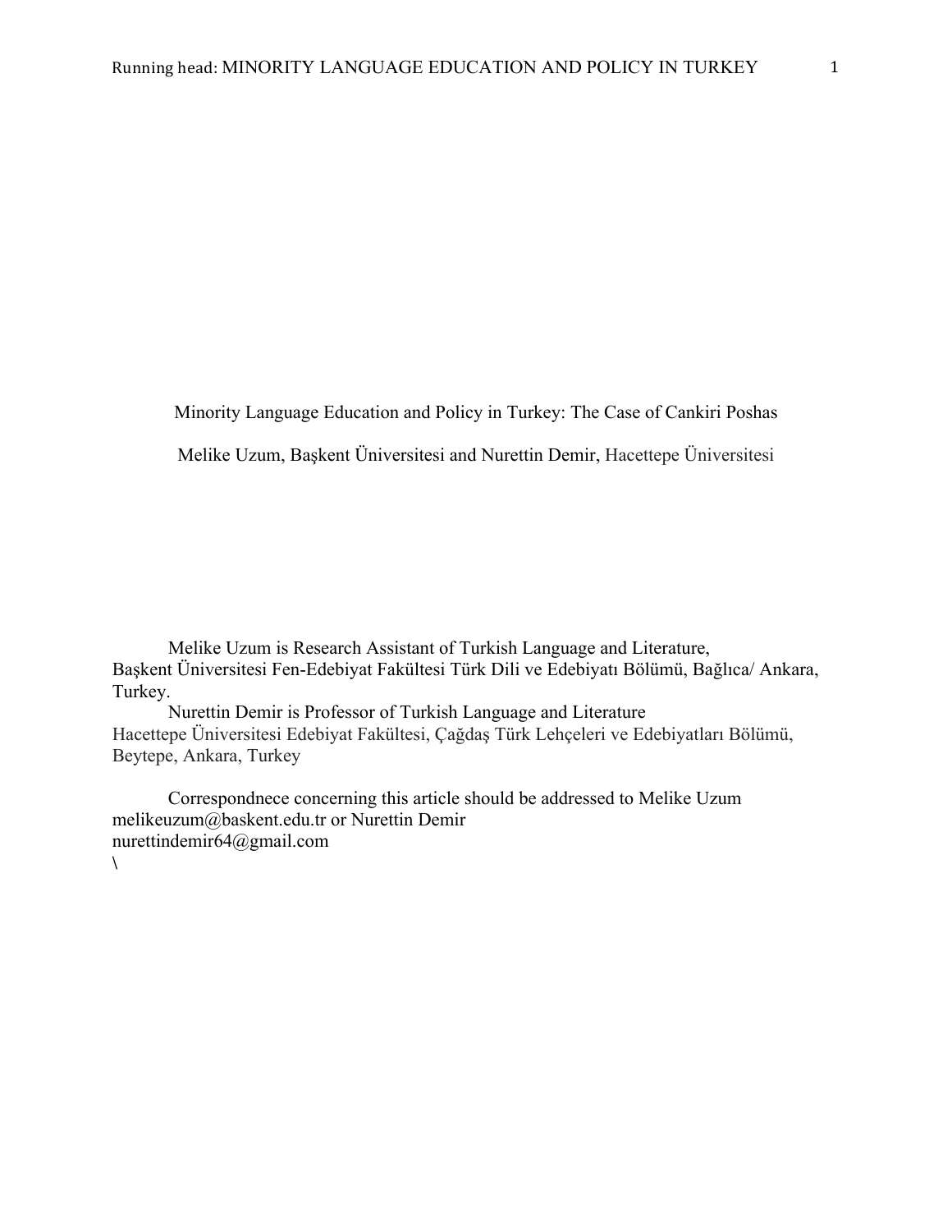# Minority Language Education and Policy in Turkey: The Case of Cankiri Poshas

Melike Uzum, Başkent Üniversitesi and Nurettin Demir, Hacettepe Üniversitesi

Melike Uzum is Research Assistant of Turkish Language and Literature, Başkent Üniversitesi Fen-Edebiyat Fakültesi Türk Dili ve Edebiyatı Bölümü, Bağlıca/ Ankara, Turkey.

Nurettin Demir is Professor of Turkish Language and Literature Hacettepe Üniversitesi Edebiyat Fakültesi, Çağdaş Türk Lehçeleri ve Edebiyatları Bölümü, Beytepe, Ankara, Turkey

Correspondnece concerning this article should be addressed to Melike Uzum melikeuzum@baskent.edu.tr or Nurettin Demir nurettindemir64@gmail.com

\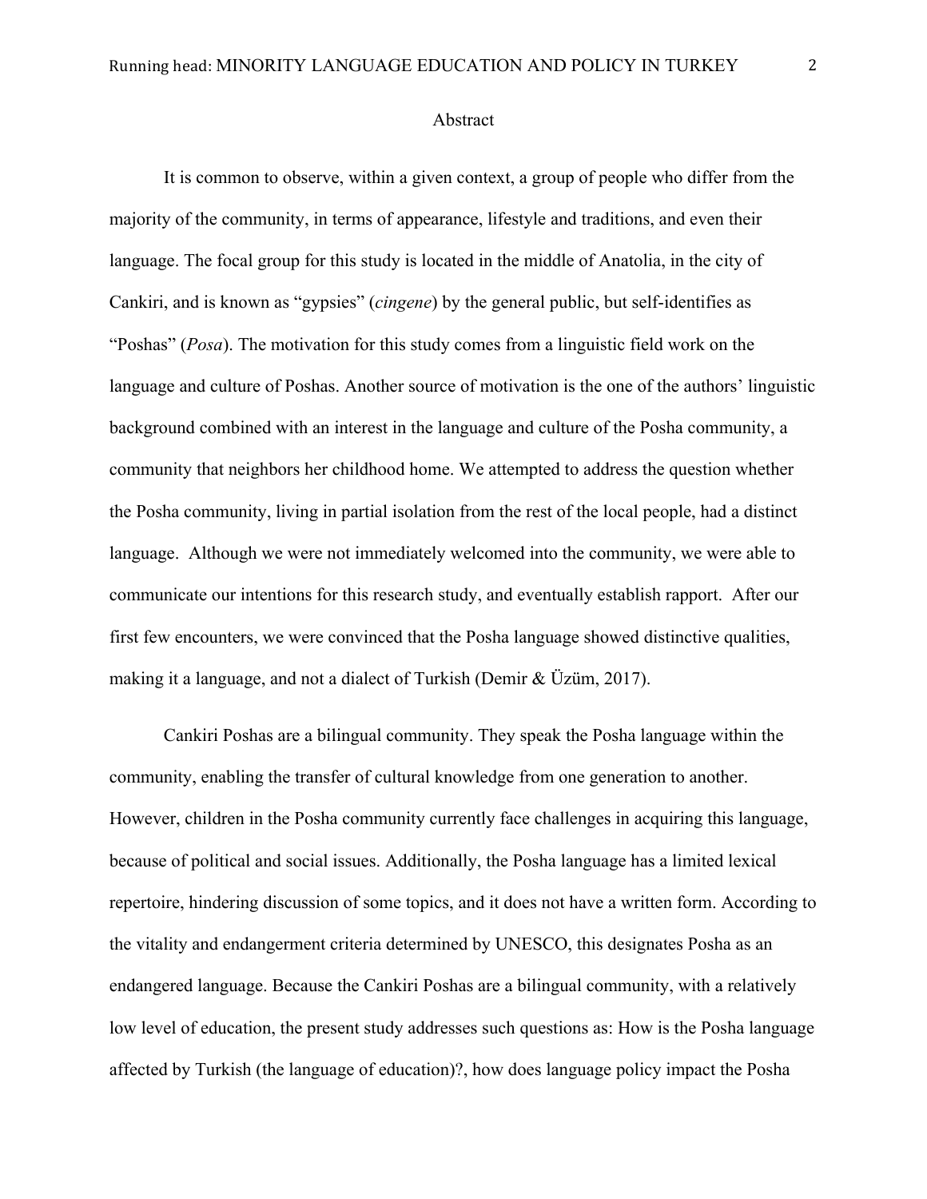# Abstract

It is common to observe, within a given context, a group of people who differ from the majority of the community, in terms of appearance, lifestyle and traditions, and even their language. The focal group for this study is located in the middle of Anatolia, in the city of Cankiri, and is known as "gypsies" (*cingene*) by the general public, but self-identifies as "Poshas" (*Posa*). The motivation for this study comes from a linguistic field work on the language and culture of Poshas. Another source of motivation is the one of the authors' linguistic background combined with an interest in the language and culture of the Posha community, a community that neighbors her childhood home. We attempted to address the question whether the Posha community, living in partial isolation from the rest of the local people, had a distinct language. Although we were not immediately welcomed into the community, we were able to communicate our intentions for this research study, and eventually establish rapport. After our first few encounters, we were convinced that the Posha language showed distinctive qualities, making it a language, and not a dialect of Turkish (Demir & Üzüm, 2017).

Cankiri Poshas are a bilingual community. They speak the Posha language within the community, enabling the transfer of cultural knowledge from one generation to another. However, children in the Posha community currently face challenges in acquiring this language, because of political and social issues. Additionally, the Posha language has a limited lexical repertoire, hindering discussion of some topics, and it does not have a written form. According to the vitality and endangerment criteria determined by UNESCO, this designates Posha as an endangered language. Because the Cankiri Poshas are a bilingual community, with a relatively low level of education, the present study addresses such questions as: How is the Posha language affected by Turkish (the language of education)?, how does language policy impact the Posha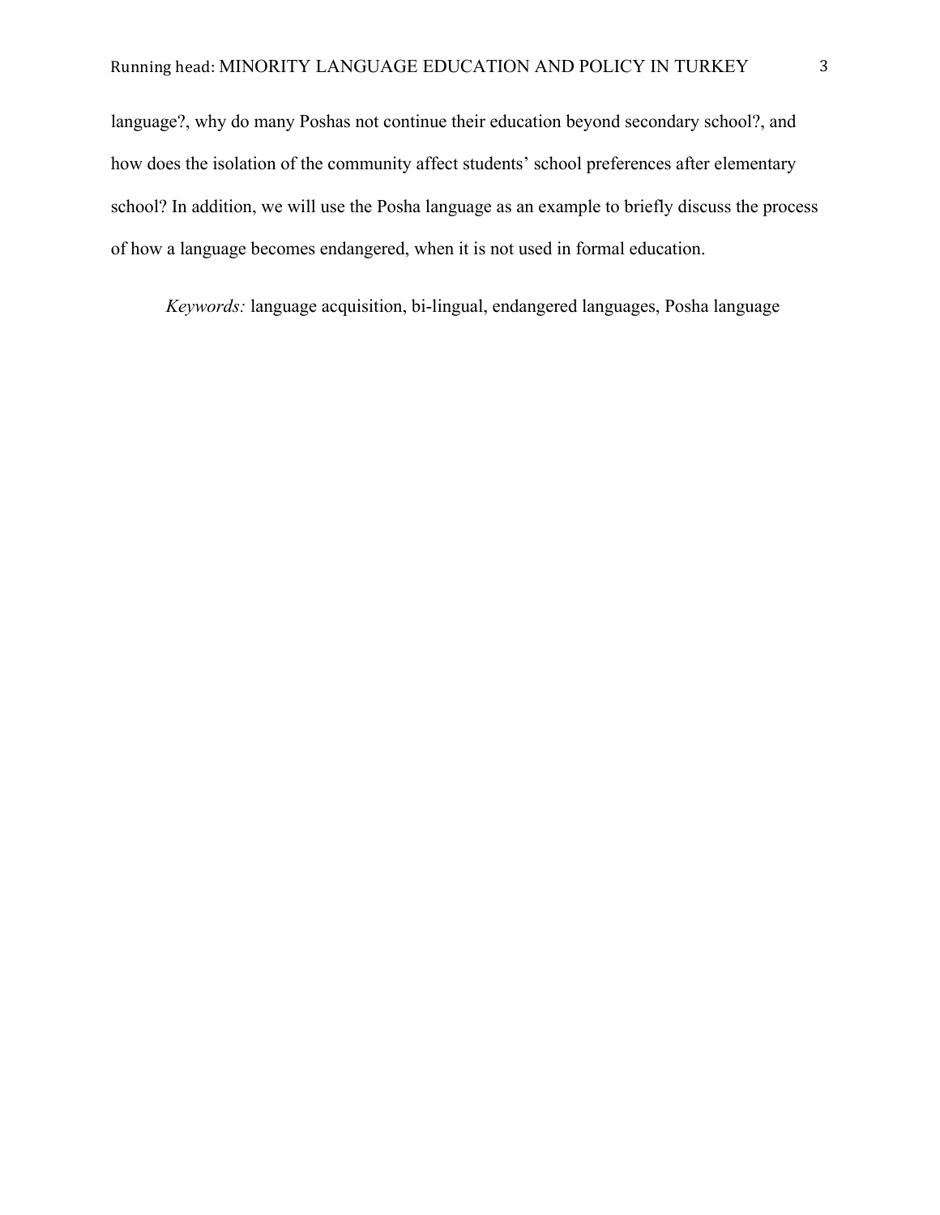language?, why do many Poshas not continue their education beyond secondary school?, and how does the isolation of the community affect students' school preferences after elementary school? In addition, we will use the Posha language as an example to briefly discuss the process of how a language becomes endangered, when it is not used in formal education.

*Keywords:* language acquisition, bi-lingual, endangered languages, Posha language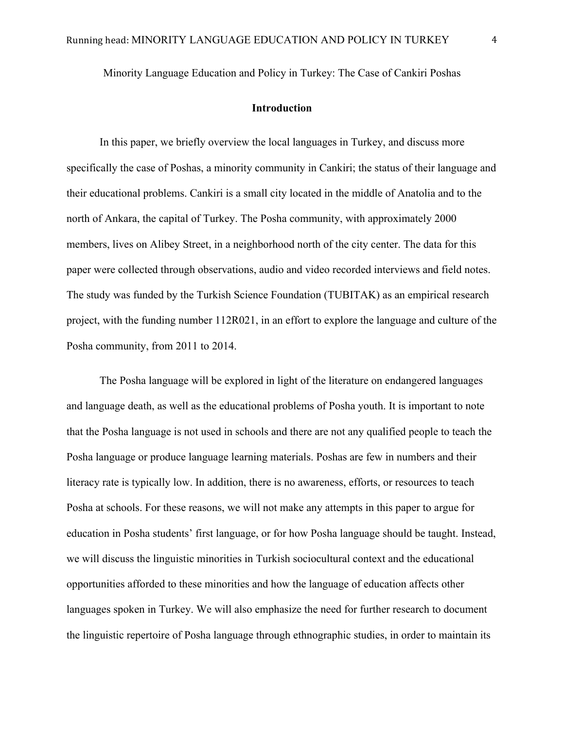# Minority Language Education and Policy in Turkey: The Case of Cankiri Poshas

## Introduction

In this paper, we briefly overview the local languages in Turkey, and discuss more specifically the case of Poshas, a minority community in Cankiri; the status of their language and their educational problems. Cankiri is a small city located in the middle of Anatolia and to the north of Ankara, the capital of Turkey. The Posha community, with approximately 2000 members, lives on Alibey Street, in a neighborhood north of the city center. The data for this paper were collected through observations, audio and video recorded interviews and field notes. The study was funded by the Turkish Science Foundation (TUBITAK) as an empirical research project, with the funding number 112R021, in an effort to explore the language and culture of the Posha community, from 2011 to 2014.

The Posha language will be explored in light of the literature on endangered languages and language death, as well as the educational problems of Posha youth. It is important to note that the Posha language is not used in schools and there are not any qualified people to teach the Posha language or produce language learning materials. Poshas are few in numbers and their literacy rate is typically low. In addition, there is no awareness, efforts, or resources to teach Posha at schools. For these reasons, we will not make any attempts in this paper to argue for education in Posha students' first language, or for how Posha language should be taught. Instead, we will discuss the linguistic minorities in Turkish sociocultural context and the educational opportunities afforded to these minorities and how the language of education affects other languages spoken in Turkey. We will also emphasize the need for further research to document the linguistic repertoire of Posha language through ethnographic studies, in order to maintain its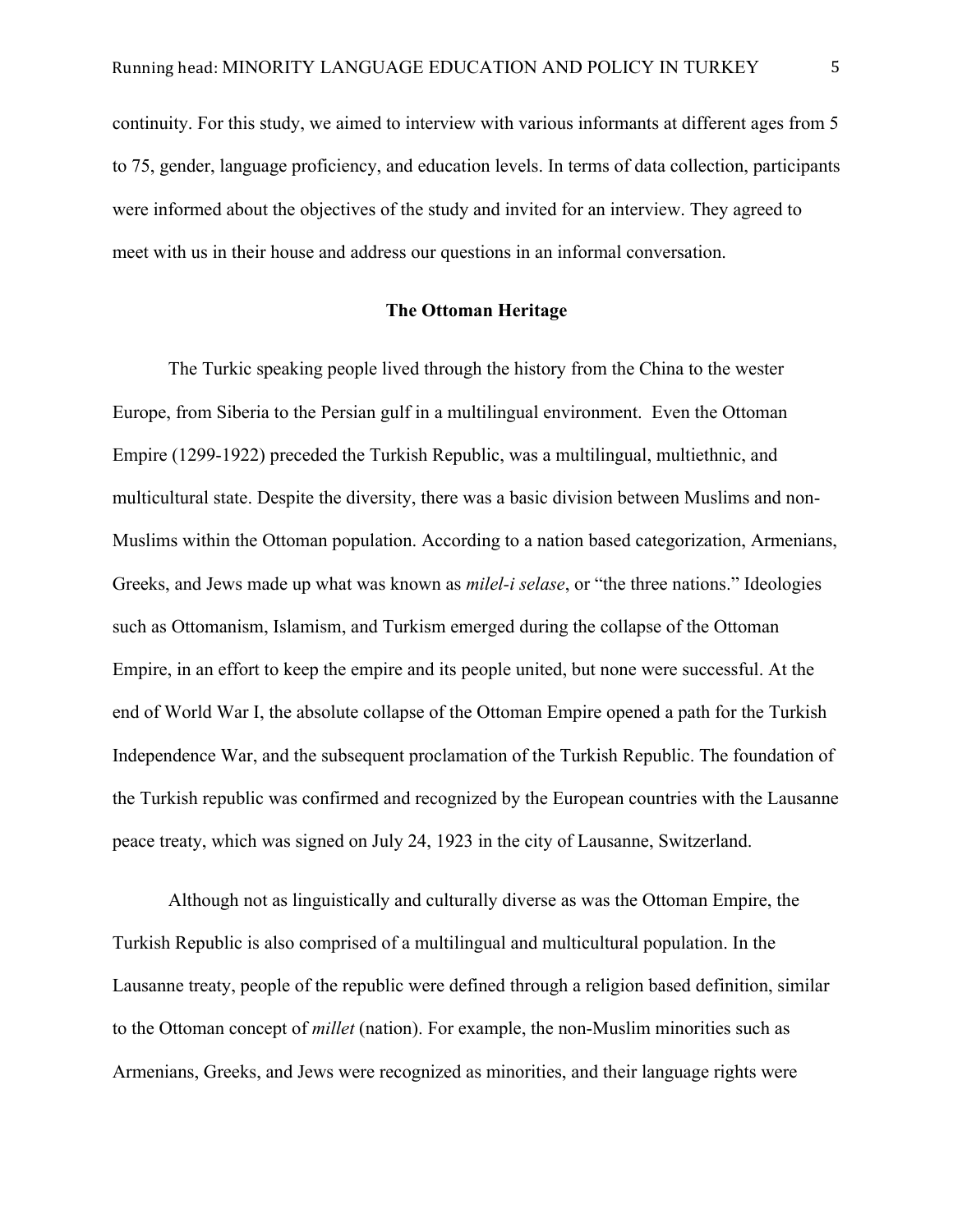continuity. For this study, we aimed to interview with various informants at different ages from 5 to 75, gender, language proficiency, and education levels. In terms of data collection, participants were informed about the objectives of the study and invited for an interview. They agreed to meet with us in their house and address our questions in an informal conversation.

## The Ottoman Heritage

The Turkic speaking people lived through the history from the China to the wester Europe, from Siberia to the Persian gulf in a multilingual environment. Even the Ottoman Empire (1299-1922) preceded the Turkish Republic, was a multilingual, multiethnic, and multicultural state. Despite the diversity, there was a basic division between Muslims and non-Muslims within the Ottoman population. According to a nation based categorization, Armenians, Greeks, and Jews made up what was known as *milel-i selase*, or "the three nations." Ideologies such as Ottomanism, Islamism, and Turkism emerged during the collapse of the Ottoman Empire, in an effort to keep the empire and its people united, but none were successful. At the end of World War I, the absolute collapse of the Ottoman Empire opened a path for the Turkish Independence War, and the subsequent proclamation of the Turkish Republic. The foundation of the Turkish republic was confirmed and recognized by the European countries with the Lausanne peace treaty, which was signed on July 24, 1923 in the city of Lausanne, Switzerland.

Although not as linguistically and culturally diverse as was the Ottoman Empire, the Turkish Republic is also comprised of a multilingual and multicultural population. In the Lausanne treaty, people of the republic were defined through a religion based definition, similar to the Ottoman concept of *millet* (nation). For example, the non-Muslim minorities such as Armenians, Greeks, and Jews were recognized as minorities, and their language rights were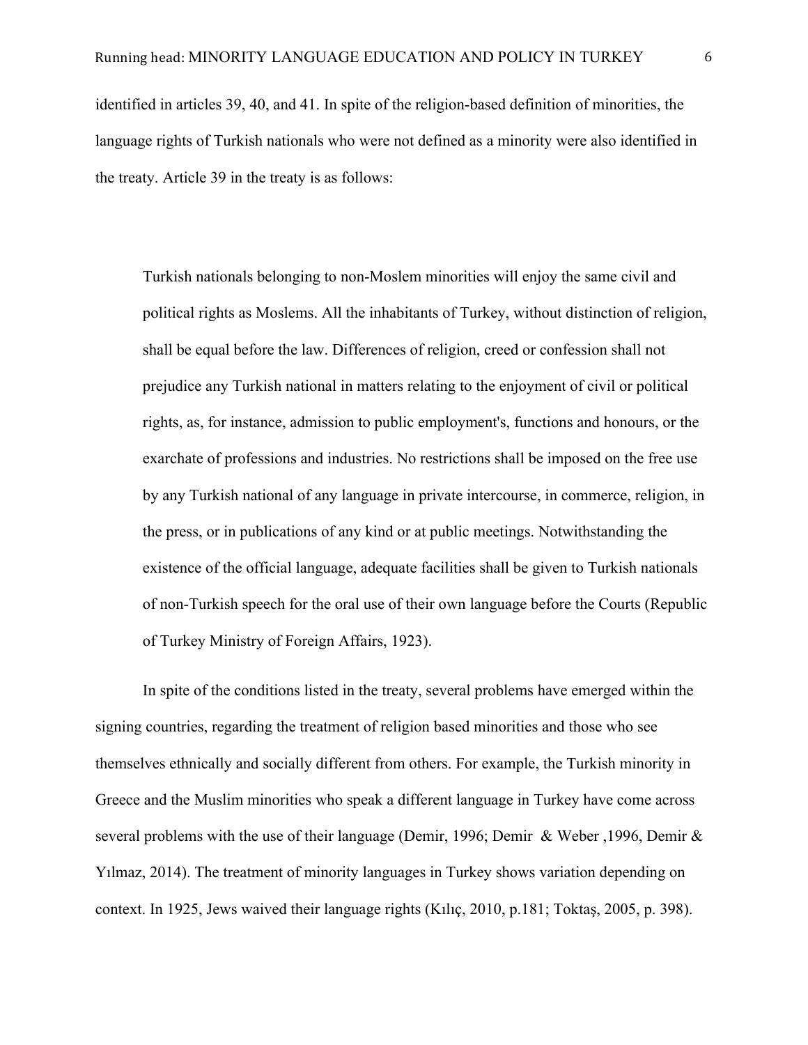identified in articles 39, 40, and 41. In spite of the religion-based definition of minorities, the language rights of Turkish nationals who were not defined as a minority were also identified in the treaty. Article 39 in the treaty is as follows:

> Turkish nationals belonging to non-Moslem minorities will enjoy the same civil and political rights as Moslems. All the inhabitants of Turkey, without distinction of religion, shall be equal before the law. Differences of religion, creed or confession shall not prejudice any Turkish national in matters relating to the enjoyment of civil or political rights, as, for instance, admission to public employment's, functions and honours, or the exarchate of professions and industries. No restrictions shall be imposed on the free use by any Turkish national of any language in private intercourse, in commerce, religion, in the press, or in publications of any kind or at public meetings. Notwithstanding the existence of the official language, adequate facilities shall be given to Turkish nationals of non-Turkish speech for the oral use of their own language before the Courts (Republic of Turkey Ministry of Foreign Affairs, 1923).

In spite of the conditions listed in the treaty, several problems have emerged within the signing countries, regarding the treatment of religion based minorities and those who see themselves ethnically and socially different from others. For example, the Turkish minority in Greece and the Muslim minorities who speak a different language in Turkey have come across several problems with the use of their language (Demir, 1996; Demir & Weber ,1996, Demir & Yılmaz, 2014). The treatment of minority languages in Turkey shows variation depending on context. In 1925, Jews waived their language rights (Kılıç, 2010, p.181; Toktaş, 2005, p. 398).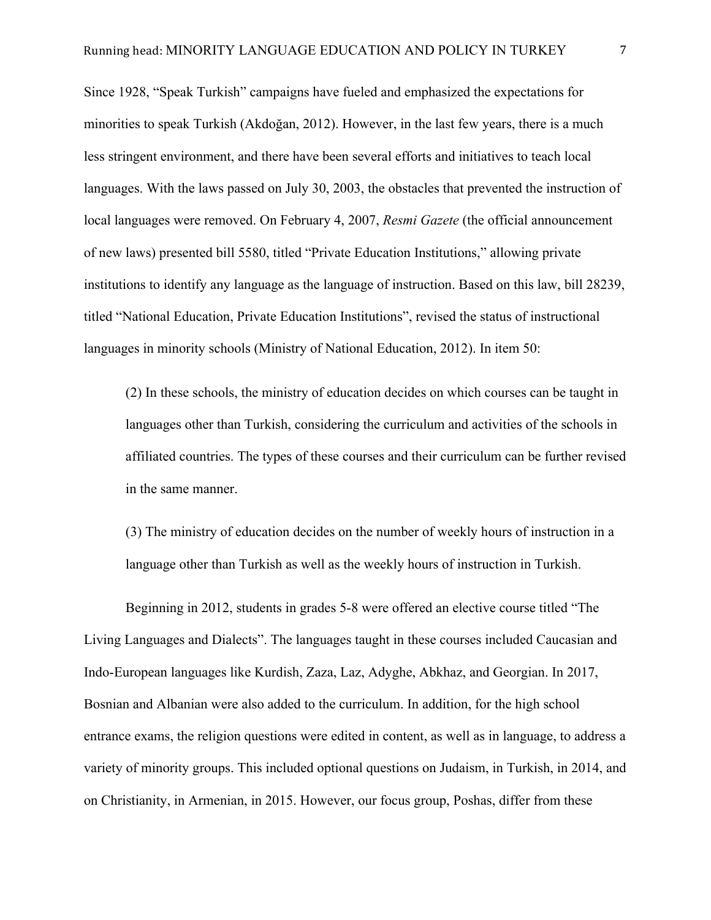Since 1928, “Speak Turkish” campaigns have fueled and emphasized the expectations for minorities to speak Turkish (Akdoğan, 2012). However, in the last few years, there is a much less stringent environment, and there have been several efforts and initiatives to teach local languages. With the laws passed on July 30, 2003, the obstacles that prevented the instruction of local languages were removed. On February 4, 2007, *Resmi Gazete* (the official announcement of new laws) presented bill 5580, titled “Private Education Institutions,” allowing private institutions to identify any language as the language of instruction. Based on this law, bill 28239, titled “National Education, Private Education Institutions”, revised the status of instructional languages in minority schools (Ministry of National Education, 2012). In item 50:

> (2) In these schools, the ministry of education decides on which courses can be taught in languages other than Turkish, considering the curriculum and activities of the schools in affiliated countries. The types of these courses and their curriculum can be further revised in the same manner.
>
> (3) The ministry of education decides on the number of weekly hours of instruction in a language other than Turkish as well as the weekly hours of instruction in Turkish.

Beginning in 2012, students in grades 5-8 were offered an elective course titled “The Living Languages and Dialects”. The languages taught in these courses included Caucasian and Indo-European languages like Kurdish, Zaza, Laz, Adyghe, Abkhaz, and Georgian. In 2017, Bosnian and Albanian were also added to the curriculum. In addition, for the high school entrance exams, the religion questions were edited in content, as well as in language, to address a variety of minority groups. This included optional questions on Judaism, in Turkish, in 2014, and on Christianity, in Armenian, in 2015. However, our focus group, Poshas, differ from these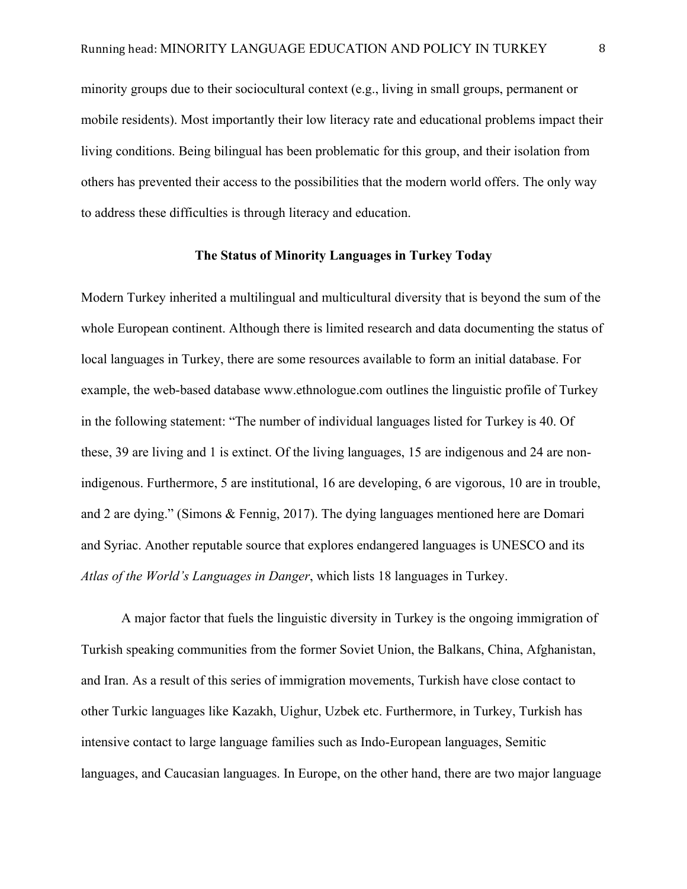minority groups due to their sociocultural context (e.g., living in small groups, permanent or mobile residents). Most importantly their low literacy rate and educational problems impact their living conditions. Being bilingual has been problematic for this group, and their isolation from others has prevented their access to the possibilities that the modern world offers. The only way to address these difficulties is through literacy and education.

## The Status of Minority Languages in Turkey Today

Modern Turkey inherited a multilingual and multicultural diversity that is beyond the sum of the whole European continent. Although there is limited research and data documenting the status of local languages in Turkey, there are some resources available to form an initial database. For example, the web-based database www.ethnologue.com outlines the linguistic profile of Turkey in the following statement: "The number of individual languages listed for Turkey is 40. Of these, 39 are living and 1 is extinct. Of the living languages, 15 are indigenous and 24 are non-indigenous. Furthermore, 5 are institutional, 16 are developing, 6 are vigorous, 10 are in trouble, and 2 are dying." (Simons & Fennig, 2017). The dying languages mentioned here are Domari and Syriac. Another reputable source that explores endangered languages is UNESCO and its *Atlas of the World's Languages in Danger*, which lists 18 languages in Turkey.

A major factor that fuels the linguistic diversity in Turkey is the ongoing immigration of Turkish speaking communities from the former Soviet Union, the Balkans, China, Afghanistan, and Iran. As a result of this series of immigration movements, Turkish have close contact to other Turkic languages like Kazakh, Uighur, Uzbek etc. Furthermore, in Turkey, Turkish has intensive contact to large language families such as Indo-European languages, Semitic languages, and Caucasian languages. In Europe, on the other hand, there are two major language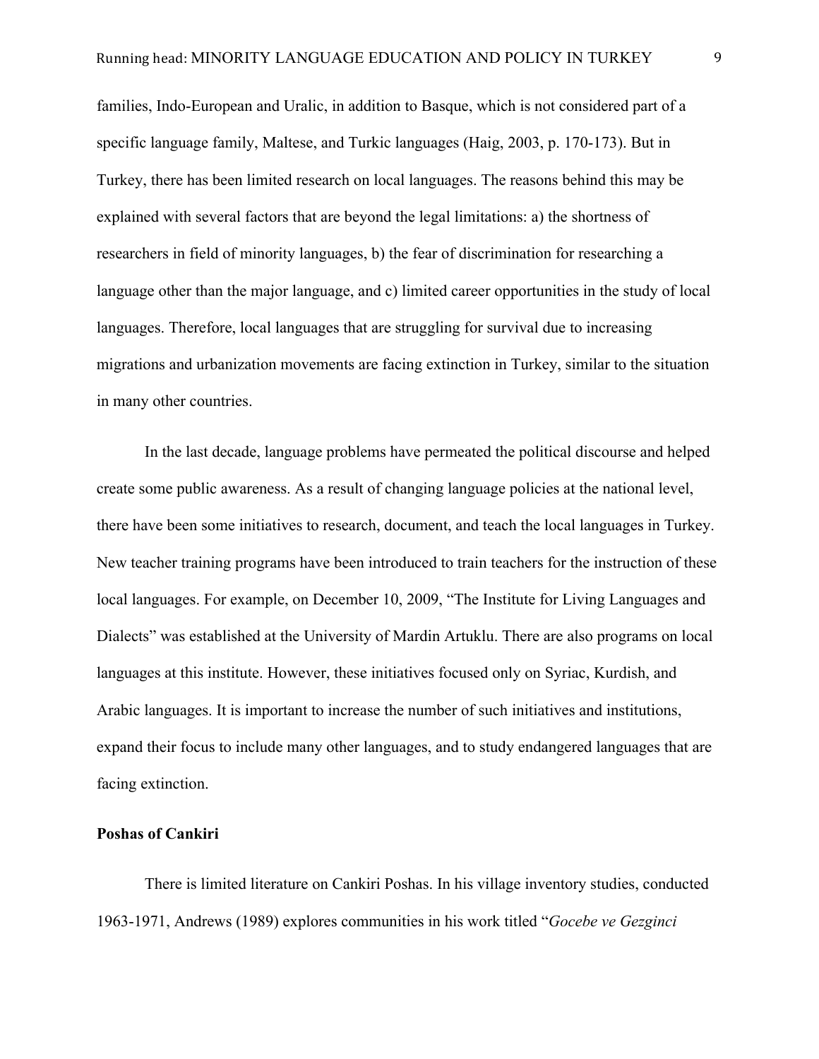families, Indo-European and Uralic, in addition to Basque, which is not considered part of a specific language family, Maltese, and Turkic languages (Haig, 2003, p. 170-173). But in Turkey, there has been limited research on local languages. The reasons behind this may be explained with several factors that are beyond the legal limitations: a) the shortness of researchers in field of minority languages, b) the fear of discrimination for researching a language other than the major language, and c) limited career opportunities in the study of local languages. Therefore, local languages that are struggling for survival due to increasing migrations and urbanization movements are facing extinction in Turkey, similar to the situation in many other countries.

In the last decade, language problems have permeated the political discourse and helped create some public awareness. As a result of changing language policies at the national level, there have been some initiatives to research, document, and teach the local languages in Turkey. New teacher training programs have been introduced to train teachers for the instruction of these local languages. For example, on December 10, 2009, "The Institute for Living Languages and Dialects" was established at the University of Mardin Artuklu. There are also programs on local languages at this institute. However, these initiatives focused only on Syriac, Kurdish, and Arabic languages. It is important to increase the number of such initiatives and institutions, expand their focus to include many other languages, and to study endangered languages that are facing extinction.

**Poshas of Cankiri**

There is limited literature on Cankiri Poshas. In his village inventory studies, conducted 1963-1971, Andrews (1989) explores communities in his work titled "*Gocebe ve Gezginci*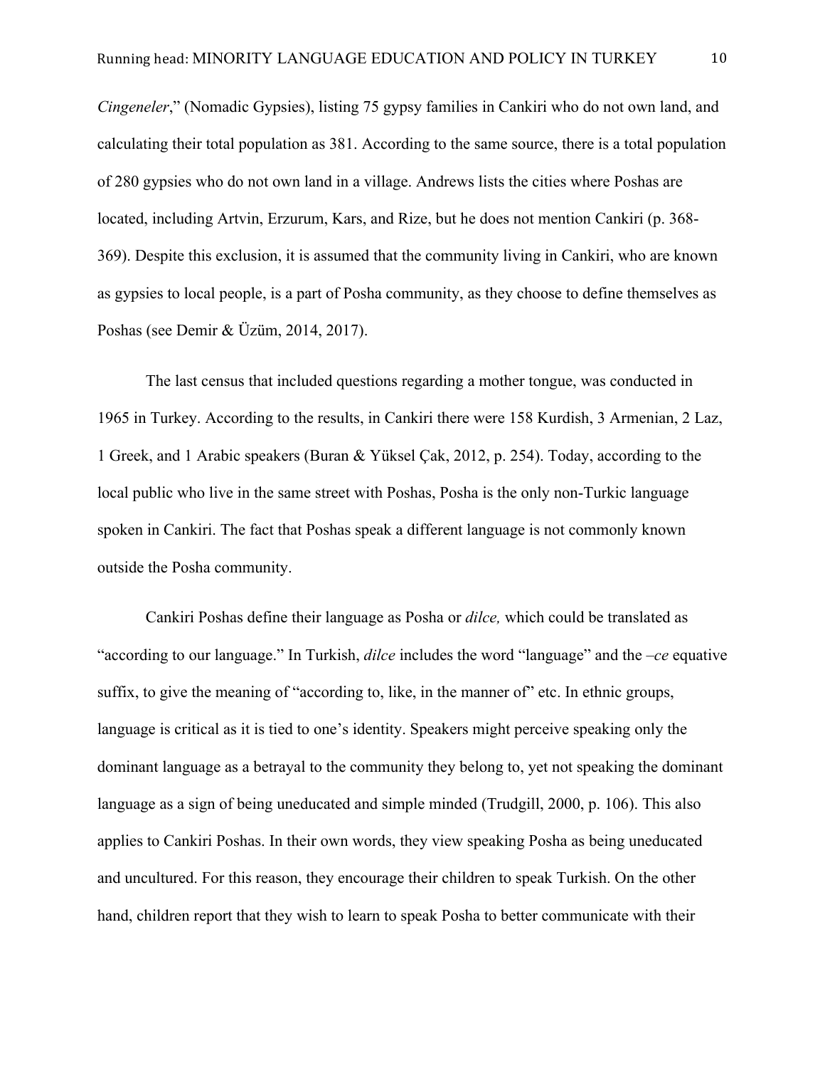*Cingeneler*," (Nomadic Gypsies), listing 75 gypsy families in Cankiri who do not own land, and calculating their total population as 381. According to the same source, there is a total population of 280 gypsies who do not own land in a village. Andrews lists the cities where Poshas are located, including Artvin, Erzurum, Kars, and Rize, but he does not mention Cankiri (p. 368-369). Despite this exclusion, it is assumed that the community living in Cankiri, who are known as gypsies to local people, is a part of Posha community, as they choose to define themselves as Poshas (see Demir & Üzüm, 2014, 2017).

The last census that included questions regarding a mother tongue, was conducted in 1965 in Turkey. According to the results, in Cankiri there were 158 Kurdish, 3 Armenian, 2 Laz, 1 Greek, and 1 Arabic speakers (Buran & Yüksel Çak, 2012, p. 254). Today, according to the local public who live in the same street with Poshas, Posha is the only non-Turkic language spoken in Cankiri. The fact that Poshas speak a different language is not commonly known outside the Posha community.

Cankiri Poshas define their language as Posha or *dilce,* which could be translated as "according to our language." In Turkish, *dilce* includes the word "language" and the *–ce* equative suffix, to give the meaning of "according to, like, in the manner of" etc. In ethnic groups, language is critical as it is tied to one's identity. Speakers might perceive speaking only the dominant language as a betrayal to the community they belong to, yet not speaking the dominant language as a sign of being uneducated and simple minded (Trudgill, 2000, p. 106). This also applies to Cankiri Poshas. In their own words, they view speaking Posha as being uneducated and uncultured. For this reason, they encourage their children to speak Turkish. On the other hand, children report that they wish to learn to speak Posha to better communicate with their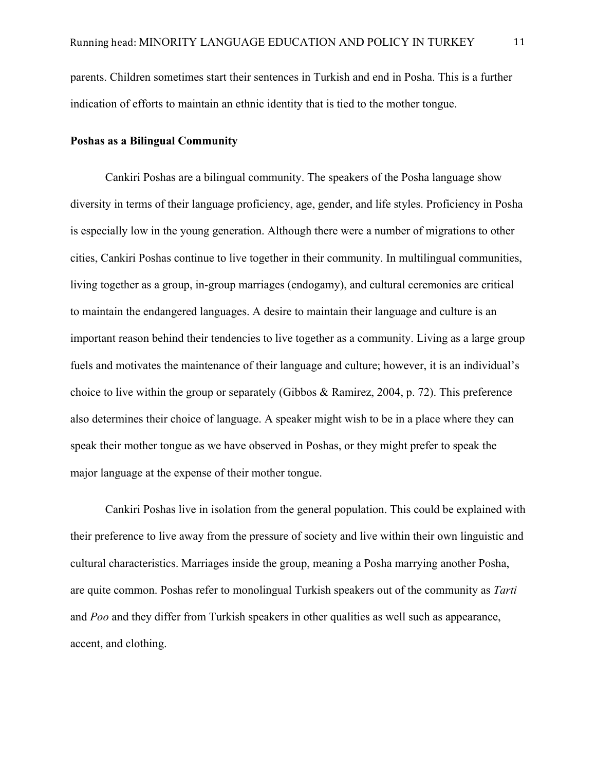parents. Children sometimes start their sentences in Turkish and end in Posha. This is a further indication of efforts to maintain an ethnic identity that is tied to the mother tongue.

**Poshas as a Bilingual Community**

Cankiri Poshas are a bilingual community. The speakers of the Posha language show diversity in terms of their language proficiency, age, gender, and life styles. Proficiency in Posha is especially low in the young generation. Although there were a number of migrations to other cities, Cankiri Poshas continue to live together in their community. In multilingual communities, living together as a group, in-group marriages (endogamy), and cultural ceremonies are critical to maintain the endangered languages. A desire to maintain their language and culture is an important reason behind their tendencies to live together as a community. Living as a large group fuels and motivates the maintenance of their language and culture; however, it is an individual's choice to live within the group or separately (Gibbos & Ramirez, 2004, p. 72). This preference also determines their choice of language. A speaker might wish to be in a place where they can speak their mother tongue as we have observed in Poshas, or they might prefer to speak the major language at the expense of their mother tongue.

Cankiri Poshas live in isolation from the general population. This could be explained with their preference to live away from the pressure of society and live within their own linguistic and cultural characteristics. Marriages inside the group, meaning a Posha marrying another Posha, are quite common. Poshas refer to monolingual Turkish speakers out of the community as *Tarti* and *Poo* and they differ from Turkish speakers in other qualities as well such as appearance, accent, and clothing.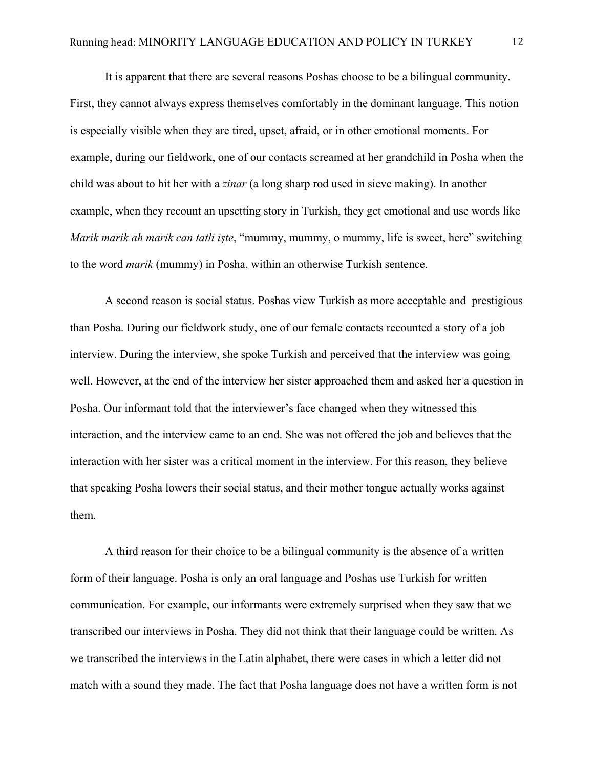It is apparent that there are several reasons Poshas choose to be a bilingual community. First, they cannot always express themselves comfortably in the dominant language. This notion is especially visible when they are tired, upset, afraid, or in other emotional moments. For example, during our fieldwork, one of our contacts screamed at her grandchild in Posha when the child was about to hit her with a *zinar* (a long sharp rod used in sieve making). In another example, when they recount an upsetting story in Turkish, they get emotional and use words like *Marik marik ah marik can tatli işte*, "mummy, mummy, o mummy, life is sweet, here" switching to the word *marik* (mummy) in Posha, within an otherwise Turkish sentence.

A second reason is social status. Poshas view Turkish as more acceptable and prestigious than Posha. During our fieldwork study, one of our female contacts recounted a story of a job interview. During the interview, she spoke Turkish and perceived that the interview was going well. However, at the end of the interview her sister approached them and asked her a question in Posha. Our informant told that the interviewer's face changed when they witnessed this interaction, and the interview came to an end. She was not offered the job and believes that the interaction with her sister was a critical moment in the interview. For this reason, they believe that speaking Posha lowers their social status, and their mother tongue actually works against them.

A third reason for their choice to be a bilingual community is the absence of a written form of their language. Posha is only an oral language and Poshas use Turkish for written communication. For example, our informants were extremely surprised when they saw that we transcribed our interviews in Posha. They did not think that their language could be written. As we transcribed the interviews in the Latin alphabet, there were cases in which a letter did not match with a sound they made. The fact that Posha language does not have a written form is not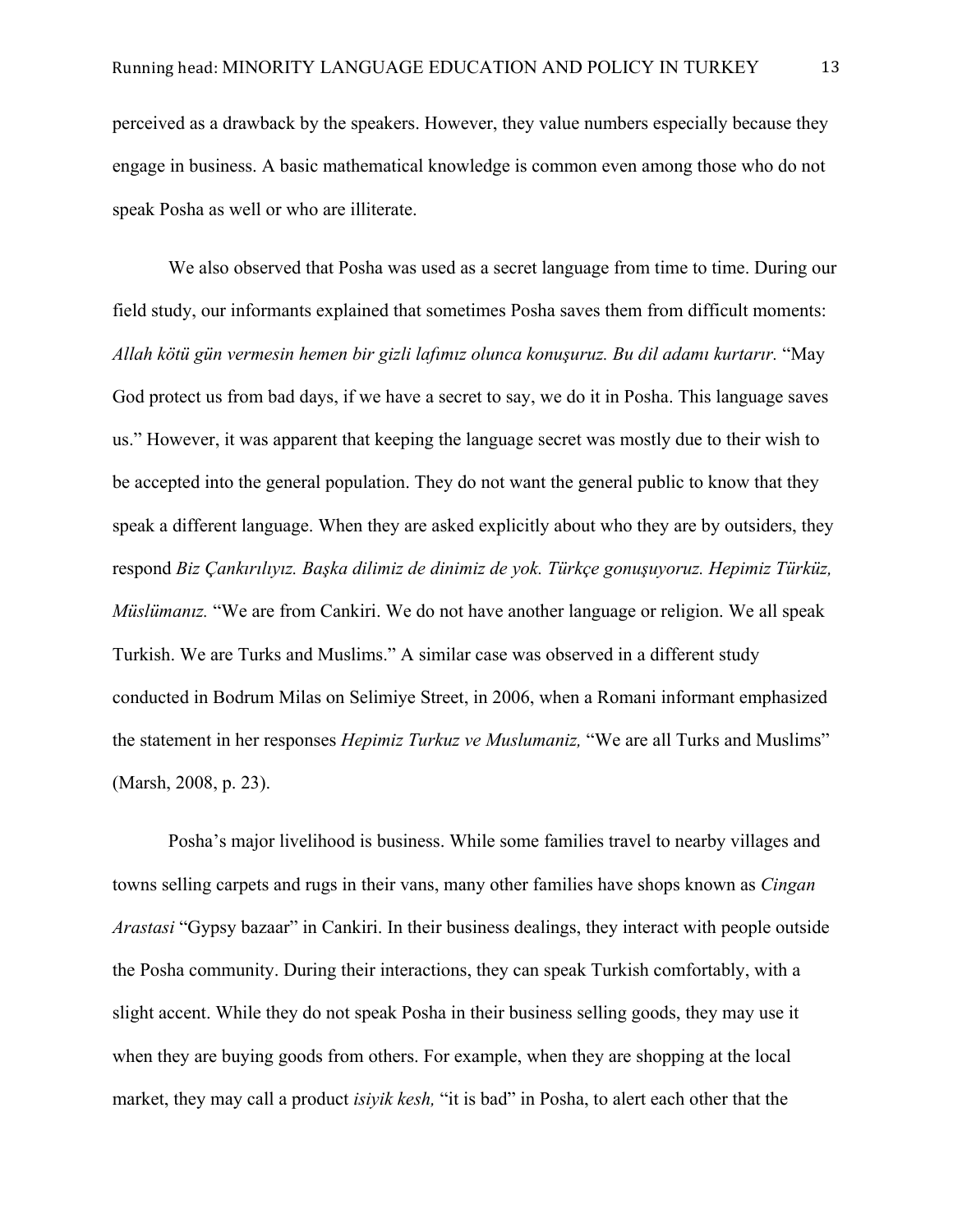perceived as a drawback by the speakers. However, they value numbers especially because they engage in business. A basic mathematical knowledge is common even among those who do not speak Posha as well or who are illiterate.

We also observed that Posha was used as a secret language from time to time. During our field study, our informants explained that sometimes Posha saves them from difficult moments: *Allah kötü gün vermesin hemen bir gizli lafımız olunca konuşuruz. Bu dil adamı kurtarır.* "May God protect us from bad days, if we have a secret to say, we do it in Posha. This language saves us." However, it was apparent that keeping the language secret was mostly due to their wish to be accepted into the general population. They do not want the general public to know that they speak a different language. When they are asked explicitly about who they are by outsiders, they respond *Biz Çankırılıyız. Başka dilimiz de dinimiz de yok. Türkçe gonuşuyoruz. Hepimiz Türküz, Müslümanız.* "We are from Cankiri. We do not have another language or religion. We all speak Turkish. We are Turks and Muslims." A similar case was observed in a different study conducted in Bodrum Milas on Selimiye Street, in 2006, when a Romani informant emphasized the statement in her responses *Hepimiz Turkuz ve Muslumaniz,* "We are all Turks and Muslims" (Marsh, 2008, p. 23).

Posha's major livelihood is business. While some families travel to nearby villages and towns selling carpets and rugs in their vans, many other families have shops known as *Cingan Arastasi* "Gypsy bazaar" in Cankiri. In their business dealings, they interact with people outside the Posha community. During their interactions, they can speak Turkish comfortably, with a slight accent. While they do not speak Posha in their business selling goods, they may use it when they are buying goods from others. For example, when they are shopping at the local market, they may call a product *isiyik kesh,* "it is bad" in Posha, to alert each other that the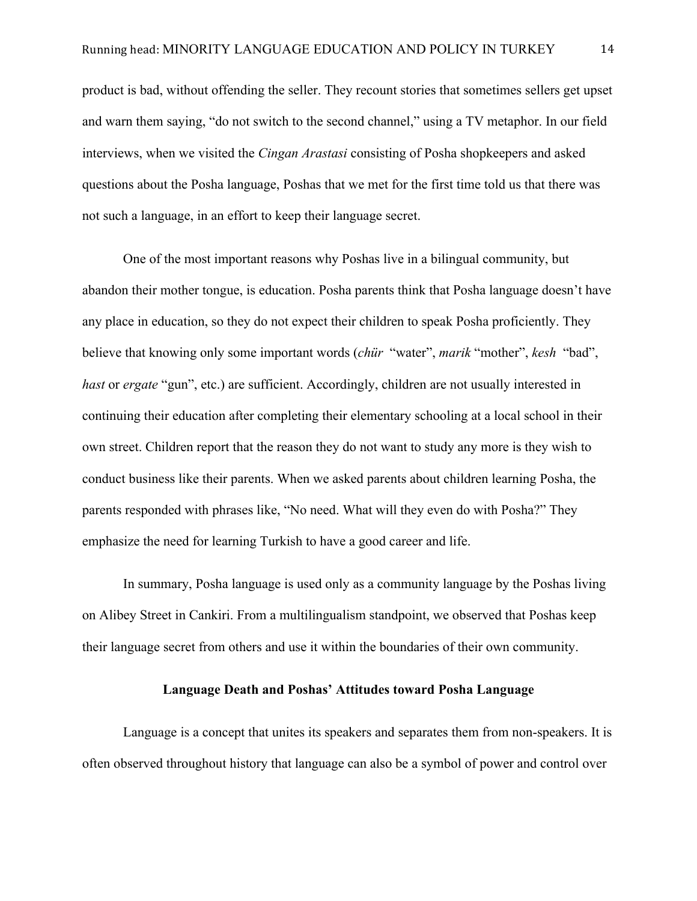product is bad, without offending the seller. They recount stories that sometimes sellers get upset and warn them saying, "do not switch to the second channel," using a TV metaphor. In our field interviews, when we visited the *Cingan Arastasi* consisting of Posha shopkeepers and asked questions about the Posha language, Poshas that we met for the first time told us that there was not such a language, in an effort to keep their language secret.

One of the most important reasons why Poshas live in a bilingual community, but abandon their mother tongue, is education. Posha parents think that Posha language doesn't have any place in education, so they do not expect their children to speak Posha proficiently. They believe that knowing only some important words (*chür* "water", *marik* "mother", *kesh* "bad", *hast* or *ergate* "gun", etc.) are sufficient. Accordingly, children are not usually interested in continuing their education after completing their elementary schooling at a local school in their own street. Children report that the reason they do not want to study any more is they wish to conduct business like their parents. When we asked parents about children learning Posha, the parents responded with phrases like, "No need. What will they even do with Posha?" They emphasize the need for learning Turkish to have a good career and life.

In summary, Posha language is used only as a community language by the Poshas living on Alibey Street in Cankiri. From a multilingualism standpoint, we observed that Poshas keep their language secret from others and use it within the boundaries of their own community.

## Language Death and Poshas' Attitudes toward Posha Language

Language is a concept that unites its speakers and separates them from non-speakers. It is often observed throughout history that language can also be a symbol of power and control over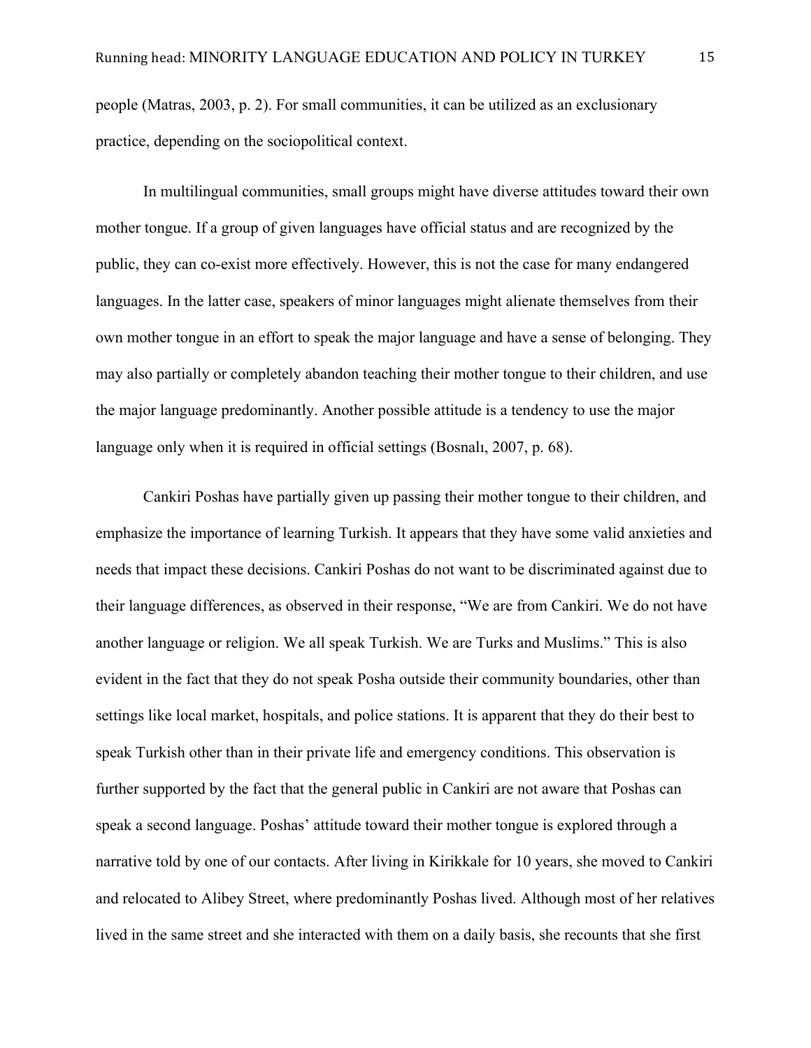people (Matras, 2003, p. 2). For small communities, it can be utilized as an exclusionary practice, depending on the sociopolitical context.

In multilingual communities, small groups might have diverse attitudes toward their own mother tongue. If a group of given languages have official status and are recognized by the public, they can co-exist more effectively. However, this is not the case for many endangered languages. In the latter case, speakers of minor languages might alienate themselves from their own mother tongue in an effort to speak the major language and have a sense of belonging. They may also partially or completely abandon teaching their mother tongue to their children, and use the major language predominantly. Another possible attitude is a tendency to use the major language only when it is required in official settings (Bosnalı, 2007, p. 68).

Cankiri Poshas have partially given up passing their mother tongue to their children, and emphasize the importance of learning Turkish. It appears that they have some valid anxieties and needs that impact these decisions. Cankiri Poshas do not want to be discriminated against due to their language differences, as observed in their response, "We are from Cankiri. We do not have another language or religion. We all speak Turkish. We are Turks and Muslims." This is also evident in the fact that they do not speak Posha outside their community boundaries, other than settings like local market, hospitals, and police stations. It is apparent that they do their best to speak Turkish other than in their private life and emergency conditions. This observation is further supported by the fact that the general public in Cankiri are not aware that Poshas can speak a second language. Poshas' attitude toward their mother tongue is explored through a narrative told by one of our contacts. After living in Kirikkale for 10 years, she moved to Cankiri and relocated to Alibey Street, where predominantly Poshas lived. Although most of her relatives lived in the same street and she interacted with them on a daily basis, she recounts that she first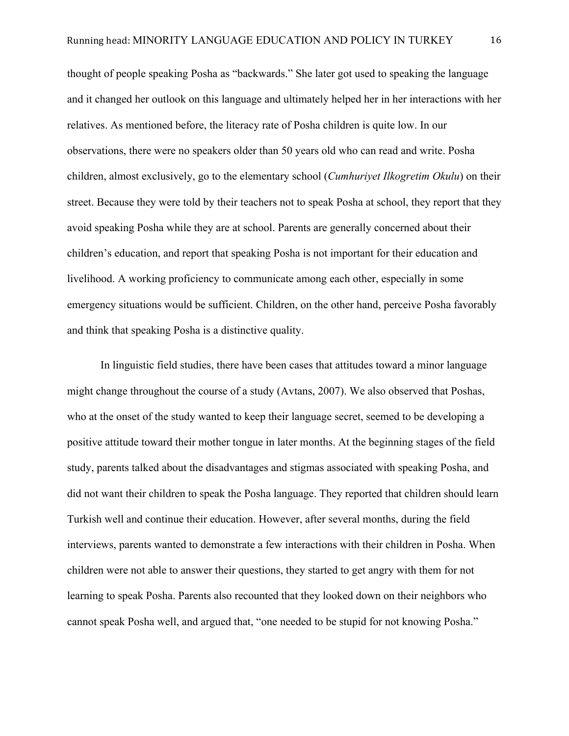thought of people speaking Posha as "backwards." She later got used to speaking the language and it changed her outlook on this language and ultimately helped her in her interactions with her relatives. As mentioned before, the literacy rate of Posha children is quite low. In our observations, there were no speakers older than 50 years old who can read and write. Posha children, almost exclusively, go to the elementary school (*Cumhuriyet Ilkogretim Okulu*) on their street. Because they were told by their teachers not to speak Posha at school, they report that they avoid speaking Posha while they are at school. Parents are generally concerned about their children's education, and report that speaking Posha is not important for their education and livelihood. A working proficiency to communicate among each other, especially in some emergency situations would be sufficient. Children, on the other hand, perceive Posha favorably and think that speaking Posha is a distinctive quality.

In linguistic field studies, there have been cases that attitudes toward a minor language might change throughout the course of a study (Avtans, 2007). We also observed that Poshas, who at the onset of the study wanted to keep their language secret, seemed to be developing a positive attitude toward their mother tongue in later months. At the beginning stages of the field study, parents talked about the disadvantages and stigmas associated with speaking Posha, and did not want their children to speak the Posha language. They reported that children should learn Turkish well and continue their education. However, after several months, during the field interviews, parents wanted to demonstrate a few interactions with their children in Posha. When children were not able to answer their questions, they started to get angry with them for not learning to speak Posha. Parents also recounted that they looked down on their neighbors who cannot speak Posha well, and argued that, "one needed to be stupid for not knowing Posha."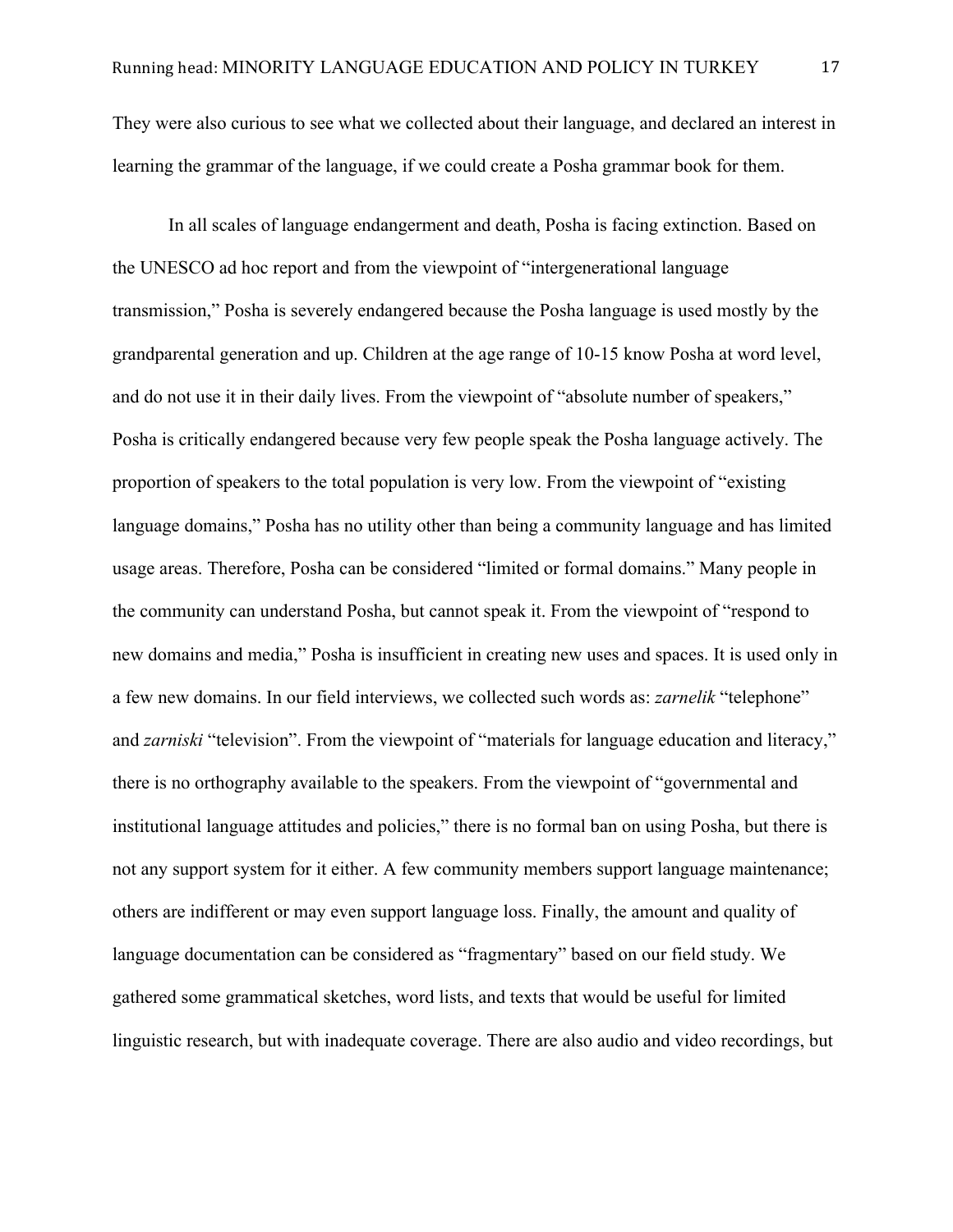They were also curious to see what we collected about their language, and declared an interest in learning the grammar of the language, if we could create a Posha grammar book for them.

In all scales of language endangerment and death, Posha is facing extinction. Based on the UNESCO ad hoc report and from the viewpoint of "intergenerational language transmission," Posha is severely endangered because the Posha language is used mostly by the grandparental generation and up. Children at the age range of 10-15 know Posha at word level, and do not use it in their daily lives. From the viewpoint of "absolute number of speakers," Posha is critically endangered because very few people speak the Posha language actively. The proportion of speakers to the total population is very low. From the viewpoint of "existing language domains," Posha has no utility other than being a community language and has limited usage areas. Therefore, Posha can be considered "limited or formal domains." Many people in the community can understand Posha, but cannot speak it. From the viewpoint of "respond to new domains and media," Posha is insufficient in creating new uses and spaces. It is used only in a few new domains. In our field interviews, we collected such words as: *zarnelik* "telephone" and *zarniski* "television". From the viewpoint of "materials for language education and literacy," there is no orthography available to the speakers. From the viewpoint of "governmental and institutional language attitudes and policies," there is no formal ban on using Posha, but there is not any support system for it either. A few community members support language maintenance; others are indifferent or may even support language loss. Finally, the amount and quality of language documentation can be considered as "fragmentary" based on our field study. We gathered some grammatical sketches, word lists, and texts that would be useful for limited linguistic research, but with inadequate coverage. There are also audio and video recordings, but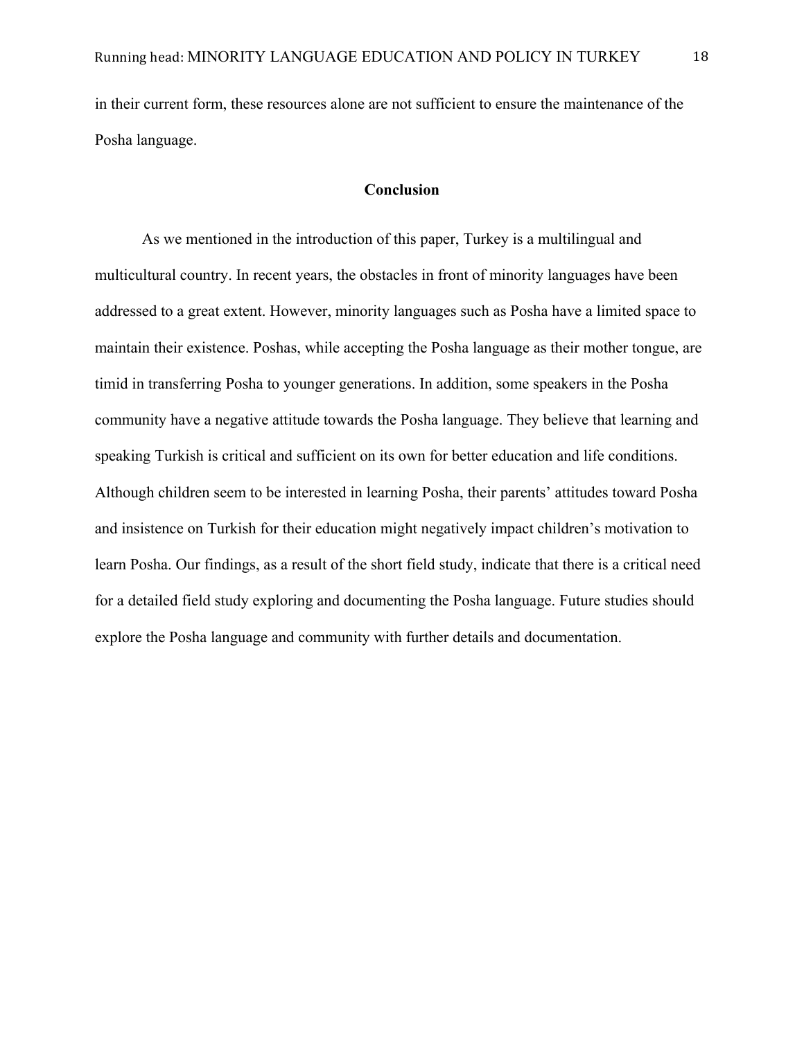in their current form, these resources alone are not sufficient to ensure the maintenance of the Posha language.

## Conclusion

As we mentioned in the introduction of this paper, Turkey is a multilingual and multicultural country. In recent years, the obstacles in front of minority languages have been addressed to a great extent. However, minority languages such as Posha have a limited space to maintain their existence. Poshas, while accepting the Posha language as their mother tongue, are timid in transferring Posha to younger generations. In addition, some speakers in the Posha community have a negative attitude towards the Posha language. They believe that learning and speaking Turkish is critical and sufficient on its own for better education and life conditions. Although children seem to be interested in learning Posha, their parents' attitudes toward Posha and insistence on Turkish for their education might negatively impact children's motivation to learn Posha. Our findings, as a result of the short field study, indicate that there is a critical need for a detailed field study exploring and documenting the Posha language. Future studies should explore the Posha language and community with further details and documentation.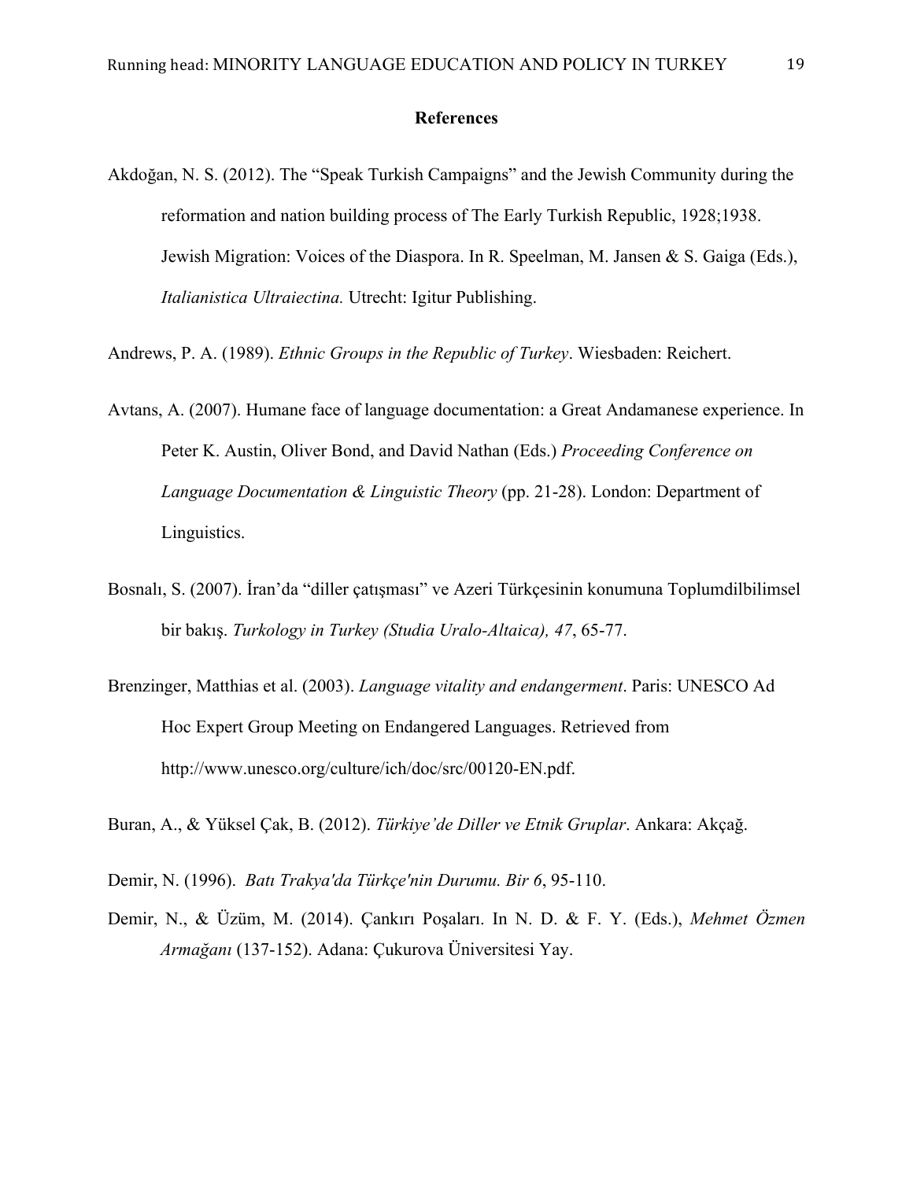## References

Akdoğan, N. S. (2012). The "Speak Turkish Campaigns" and the Jewish Community during the reformation and nation building process of The Early Turkish Republic, 1928;1938. Jewish Migration: Voices of the Diaspora. In R. Speelman, M. Jansen & S. Gaiga (Eds.), *Italianistica Ultraiectina.* Utrecht: Igitur Publishing.

Andrews, P. A. (1989). *Ethnic Groups in the Republic of Turkey*. Wiesbaden: Reichert.

Avtans, A. (2007). Humane face of language documentation: a Great Andamanese experience. In Peter K. Austin, Oliver Bond, and David Nathan (Eds.) *Proceeding Conference on Language Documentation & Linguistic Theory* (pp. 21-28). London: Department of Linguistics.

Bosnalı, S. (2007). İran'da "diller çatışması" ve Azeri Türkçesinin konumuna Toplumdilbilimsel bir bakış. *Turkology in Turkey (Studia Uralo-Altaica), 47*, 65-77.

Brenzinger, Matthias et al. (2003). *Language vitality and endangerment*. Paris: UNESCO Ad Hoc Expert Group Meeting on Endangered Languages. Retrieved from http://www.unesco.org/culture/ich/doc/src/00120-EN.pdf.

Buran, A., & Yüksel Çak, B. (2012). *Türkiye'de Diller ve Etnik Gruplar*. Ankara: Akçağ.

Demir, N. (1996). *Batı Trakya'da Türkçe'nin Durumu. Bir 6*, 95-110.

Demir, N., & Üzüm, M. (2014). Çankırı Poşaları. In N. D. & F. Y. (Eds.), *Mehmet Özmen Armağanı* (137-152). Adana: Çukurova Üniversitesi Yay.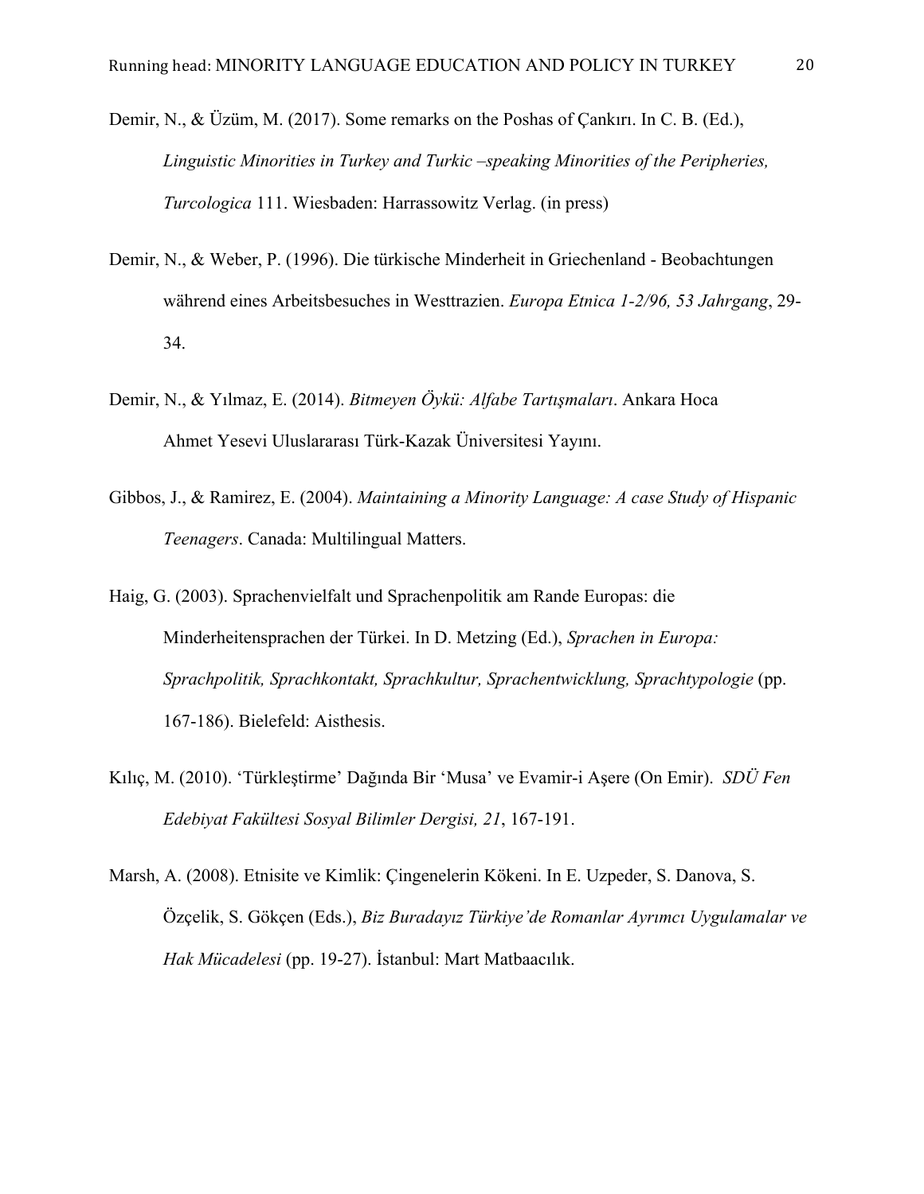Demir, N., & Üzüm, M. (2017). Some remarks on the Poshas of Çankırı. In C. B. (Ed.), *Linguistic Minorities in Turkey and Turkic –speaking Minorities of the Peripheries, Turcologica* 111. Wiesbaden: Harrassowitz Verlag. (in press)

Demir, N., & Weber, P. (1996). Die türkische Minderheit in Griechenland - Beobachtungen während eines Arbeitsbesuches in Westtrazien. *Europa Etnica 1-2/96, 53 Jahrgang*, 29-34.

Demir, N., & Yılmaz, E. (2014). *Bitmeyen Öykü: Alfabe Tartışmaları*. Ankara Hoca Ahmet Yesevi Uluslararası Türk-Kazak Üniversitesi Yayını.

Gibbos, J., & Ramirez, E. (2004). *Maintaining a Minority Language: A case Study of Hispanic Teenagers*. Canada: Multilingual Matters.

Haig, G. (2003). Sprachenvielfalt und Sprachenpolitik am Rande Europas: die Minderheitensprachen der Türkei. In D. Metzing (Ed.), *Sprachen in Europa: Sprachpolitik, Sprachkontakt, Sprachkultur, Sprachentwicklung, Sprachtypologie* (pp. 167-186). Bielefeld: Aisthesis.

Kılıç, M. (2010). 'Türkleştirme' Dağında Bir 'Musa' ve Evamir-i Aşere (On Emir). *SDÜ Fen Edebiyat Fakültesi Sosyal Bilimler Dergisi, 21*, 167-191.

Marsh, A. (2008). Etnisite ve Kimlik: Çingenelerin Kökeni. In E. Uzpeder, S. Danova, S. Özçelik, S. Gökçen (Eds.), *Biz Buradayız Türkiye'de Romanlar Ayrımcı Uygulamalar ve Hak Mücadelesi* (pp. 19-27). İstanbul: Mart Matbaacılık.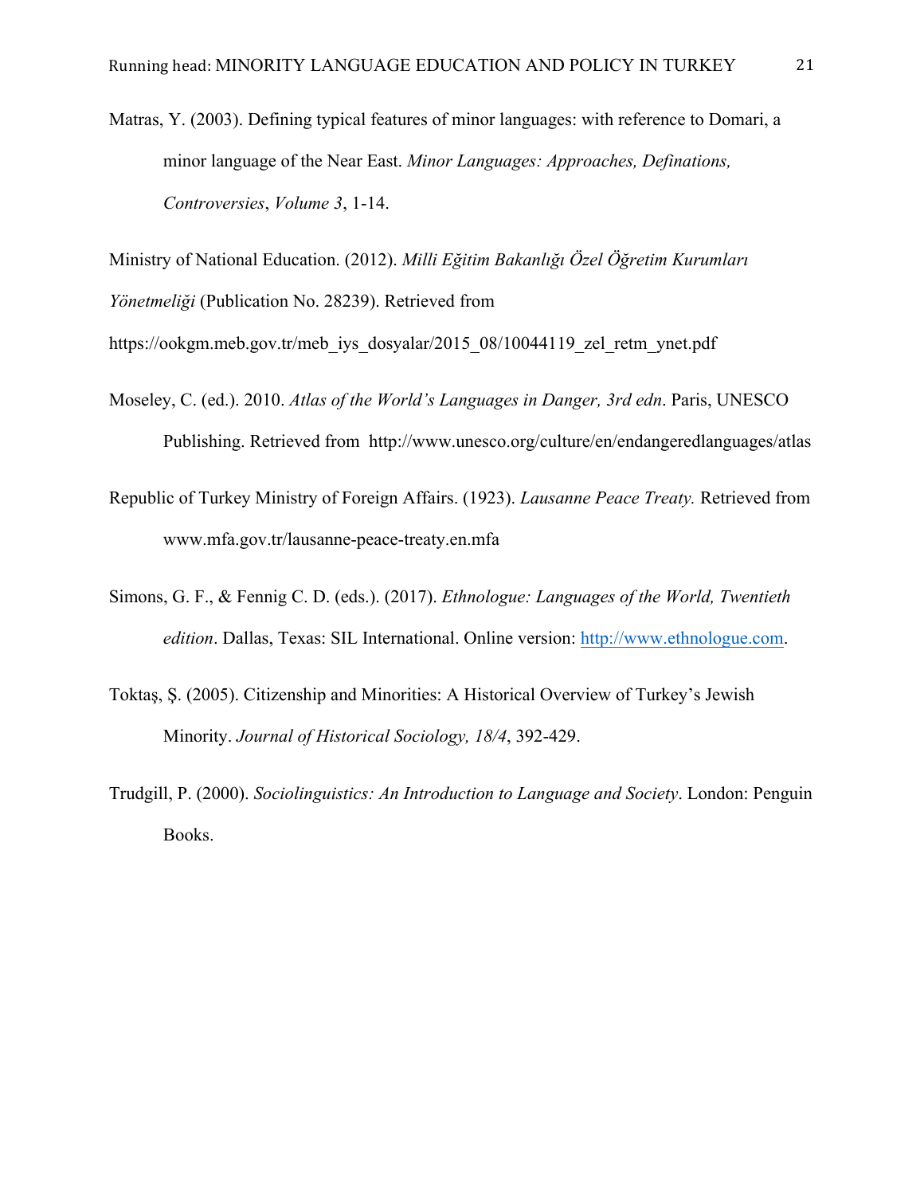Matras, Y. (2003). Defining typical features of minor languages: with reference to Domari, a minor language of the Near East. *Minor Languages: Approaches, Definations, Controversies*, *Volume 3*, 1-14.

Ministry of National Education. (2012). *Milli Eğitim Bakanlığı Özel Öğretim Kurumları Yönetmeliği* (Publication No. 28239). Retrieved from https://ookgm.meb.gov.tr/meb_iys_dosyalar/2015_08/10044119_zel_retm_ynet.pdf

Moseley, C. (ed.). 2010. *Atlas of the World's Languages in Danger, 3rd edn*. Paris, UNESCO Publishing. Retrieved from http://www.unesco.org/culture/en/endangeredlanguages/atlas

Republic of Turkey Ministry of Foreign Affairs. (1923). *Lausanne Peace Treaty.* Retrieved from www.mfa.gov.tr/lausanne-peace-treaty.en.mfa

Simons, G. F., & Fennig C. D. (eds.). (2017). *Ethnologue: Languages of the World, Twentieth edition*. Dallas, Texas: SIL International. Online version: http://www.ethnologue.com.

Toktaş, Ş. (2005). Citizenship and Minorities: A Historical Overview of Turkey's Jewish Minority. *Journal of Historical Sociology, 18/4*, 392-429.

Trudgill, P. (2000). *Sociolinguistics: An Introduction to Language and Society*. London: Penguin Books.